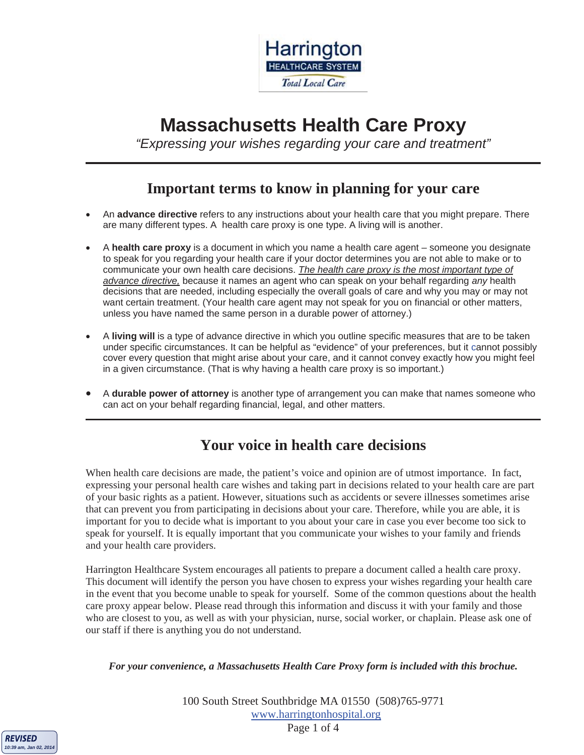Harrington
HEALTHCARE SYSTEM
*Total Local Care*

# Massachusetts Health Care Proxy

*"Expressing your wishes regarding your care and treatment"*

## Important terms to know in planning for your care

- An **advance directive** refers to any instructions about your health care that you might prepare. There are many different types. A health care proxy is one type. A living will is another.
- A **health care proxy** is a document in which you name a health care agent – someone you designate to speak for you regarding your health care if your doctor determines you are not able to make or to communicate your own health care decisions. *The health care proxy is the most important type of advance directive,* because it names an agent who can speak on your behalf regarding *any* health decisions that are needed, including especially the overall goals of care and why you may or may not want certain treatment. (Your health care agent may not speak for you on financial or other matters, unless you have named the same person in a durable power of attorney.)
- A **living will** is a type of advance directive in which you outline specific measures that are to be taken under specific circumstances. It can be helpful as "evidence" of your preferences, but it cannot possibly cover every question that might arise about your care, and it cannot convey exactly how you might feel in a given circumstance. (That is why having a health care proxy is so important.)
- A **durable power of attorney** is another type of arrangement you can make that names someone who can act on your behalf regarding financial, legal, and other matters.

## Your voice in health care decisions

When health care decisions are made, the patient's voice and opinion are of utmost importance. In fact, expressing your personal health care wishes and taking part in decisions related to your health care are part of your basic rights as a patient. However, situations such as accidents or severe illnesses sometimes arise that can prevent you from participating in decisions about your care. Therefore, while you are able, it is important for you to decide what is important to you about your care in case you ever become too sick to speak for yourself. It is equally important that you communicate your wishes to your family and friends and your health care providers.

Harrington Healthcare System encourages all patients to prepare a document called a health care proxy. This document will identify the person you have chosen to express your wishes regarding your health care in the event that you become unable to speak for yourself. Some of the common questions about the health care proxy appear below. Please read through this information and discuss it with your family and those who are closest to you, as well as with your physician, nurse, social worker, or chaplain. Please ask one of our staff if there is anything you do not understand.

***For your convenience, a Massachusetts Health Care Proxy form is included with this brochue.***

100 South Street Southbridge MA 01550 (508)765-9771
www.harringtonhospital.org

REVISED
10:39 am, Jan 02, 2014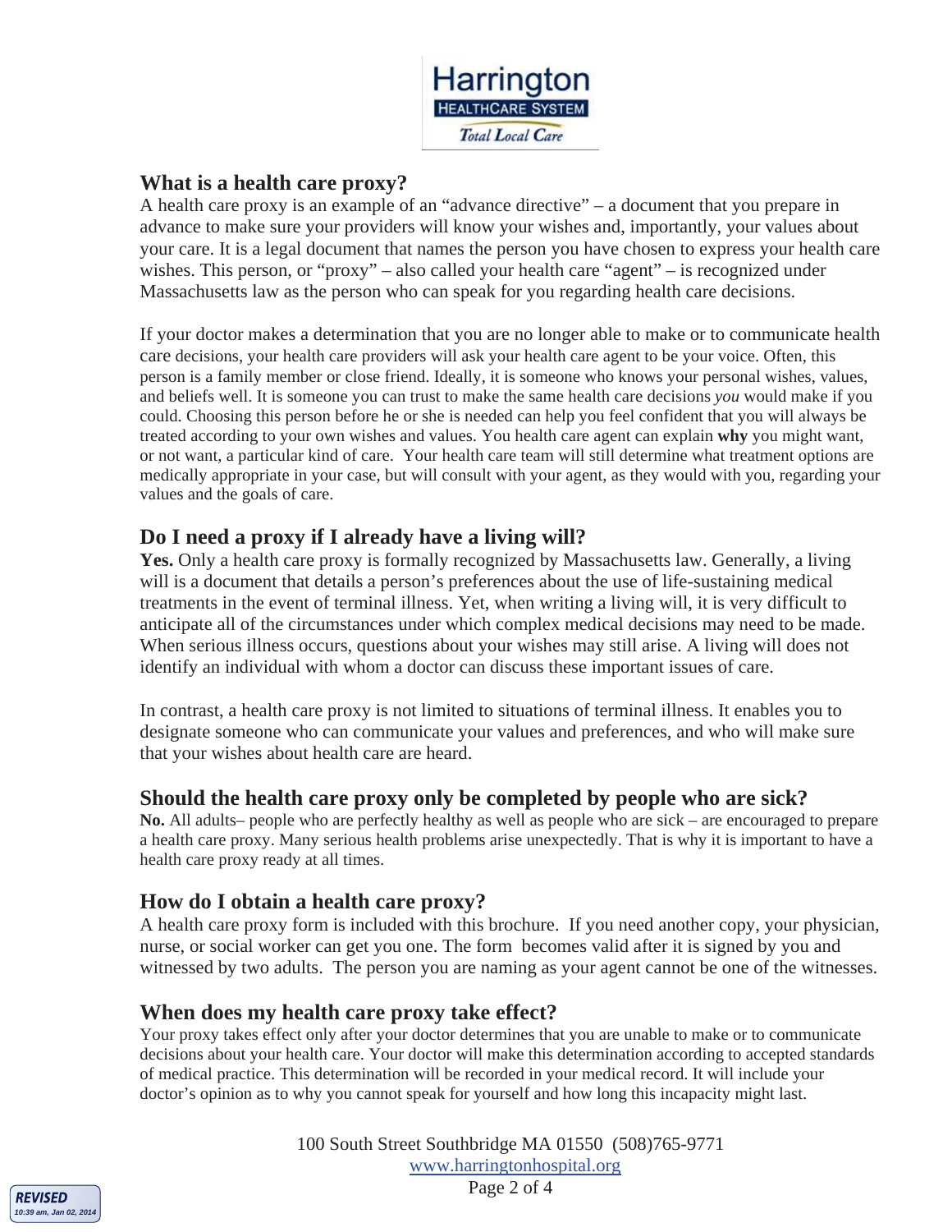## What is a health care proxy?

A health care proxy is an example of an "advance directive" – a document that you prepare in advance to make sure your providers will know your wishes and, importantly, your values about your care. It is a legal document that names the person you have chosen to express your health care wishes. This person, or "proxy" – also called your health care "agent" – is recognized under Massachusetts law as the person who can speak for you regarding health care decisions.

If your doctor makes a determination that you are no longer able to make or to communicate health care decisions, your health care providers will ask your health care agent to be your voice. Often, this person is a family member or close friend. Ideally, it is someone who knows your personal wishes, values, and beliefs well. It is someone you can trust to make the same health care decisions *you* would make if you could. Choosing this person before he or she is needed can help you feel confident that you will always be treated according to your own wishes and values. You health care agent can explain **why** you might want, or not want, a particular kind of care. Your health care team will still determine what treatment options are medically appropriate in your case, but will consult with your agent, as they would with you, regarding your values and the goals of care.

## Do I need a proxy if I already have a living will?

**Yes.** Only a health care proxy is formally recognized by Massachusetts law. Generally, a living will is a document that details a person's preferences about the use of life-sustaining medical treatments in the event of terminal illness. Yet, when writing a living will, it is very difficult to anticipate all of the circumstances under which complex medical decisions may need to be made. When serious illness occurs, questions about your wishes may still arise. A living will does not identify an individual with whom a doctor can discuss these important issues of care.

In contrast, a health care proxy is not limited to situations of terminal illness. It enables you to designate someone who can communicate your values and preferences, and who will make sure that your wishes about health care are heard.

## Should the health care proxy only be completed by people who are sick?

**No.** All adults– people who are perfectly healthy as well as people who are sick – are encouraged to prepare a health care proxy. Many serious health problems arise unexpectedly. That is why it is important to have a health care proxy ready at all times.

## How do I obtain a health care proxy?

A health care proxy form is included with this brochure. If you need another copy, your physician, nurse, or social worker can get you one. The form becomes valid after it is signed by you and witnessed by two adults. The person you are naming as your agent cannot be one of the witnesses.

## When does my health care proxy take effect?

Your proxy takes effect only after your doctor determines that you are unable to make or to communicate decisions about your health care. Your doctor will make this determination according to accepted standards of medical practice. This determination will be recorded in your medical record. It will include your doctor's opinion as to why you cannot speak for yourself and how long this incapacity might last.

100 South Street Southbridge MA 01550 (508)765-9771
www.harringtonhospital.org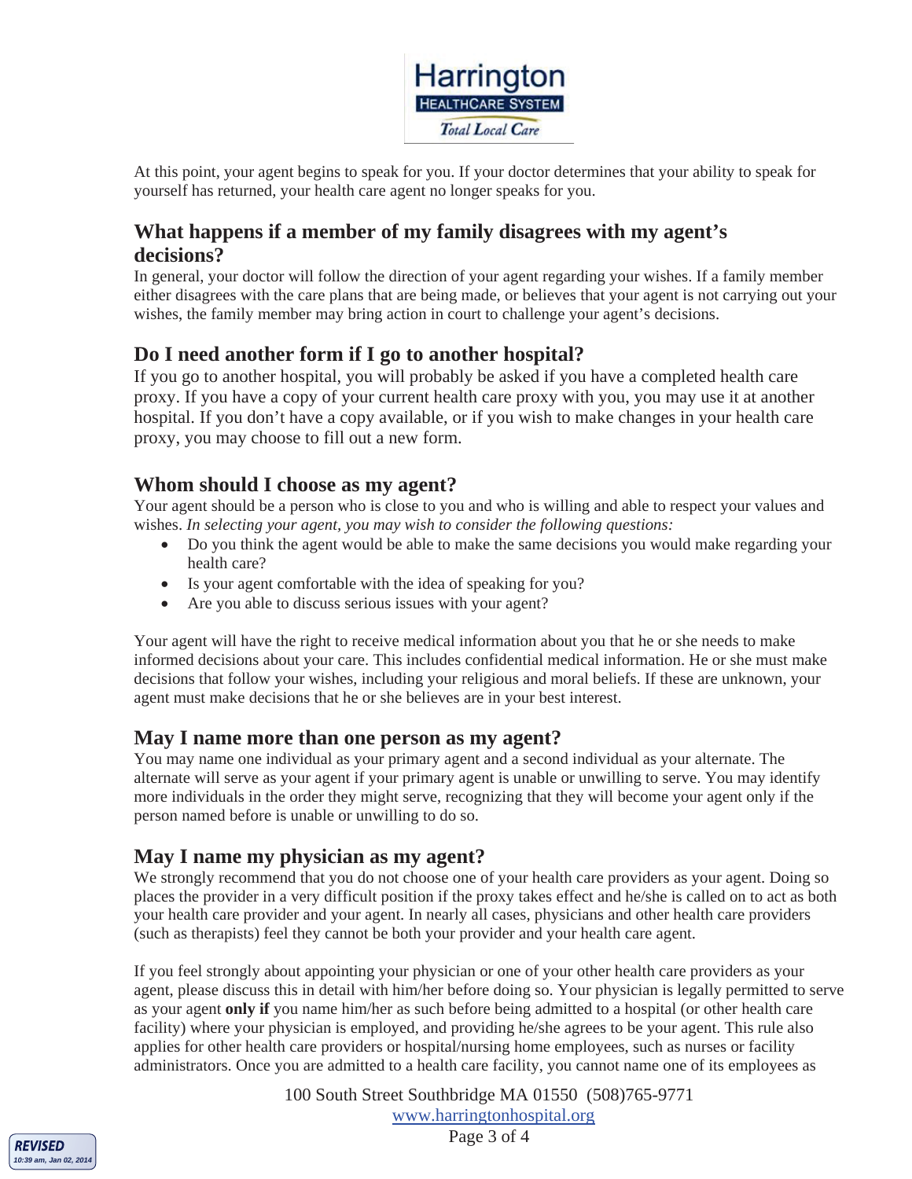At this point, your agent begins to speak for you. If your doctor determines that your ability to speak for yourself has returned, your health care agent no longer speaks for you.

## What happens if a member of my family disagrees with my agent's decisions?

In general, your doctor will follow the direction of your agent regarding your wishes. If a family member either disagrees with the care plans that are being made, or believes that your agent is not carrying out your wishes, the family member may bring action in court to challenge your agent's decisions.

## Do I need another form if I go to another hospital?

If you go to another hospital, you will probably be asked if you have a completed health care proxy. If you have a copy of your current health care proxy with you, you may use it at another hospital. If you don't have a copy available, or if you wish to make changes in your health care proxy, you may choose to fill out a new form.

## Whom should I choose as my agent?

Your agent should be a person who is close to you and who is willing and able to respect your values and wishes. *In selecting your agent, you may wish to consider the following questions:*

- Do you think the agent would be able to make the same decisions you would make regarding your health care?
- Is your agent comfortable with the idea of speaking for you?
- Are you able to discuss serious issues with your agent?

Your agent will have the right to receive medical information about you that he or she needs to make informed decisions about your care. This includes confidential medical information. He or she must make decisions that follow your wishes, including your religious and moral beliefs. If these are unknown, your agent must make decisions that he or she believes are in your best interest.

## May I name more than one person as my agent?

You may name one individual as your primary agent and a second individual as your alternate. The alternate will serve as your agent if your primary agent is unable or unwilling to serve. You may identify more individuals in the order they might serve, recognizing that they will become your agent only if the person named before is unable or unwilling to do so.

## May I name my physician as my agent?

We strongly recommend that you do not choose one of your health care providers as your agent. Doing so places the provider in a very difficult position if the proxy takes effect and he/she is called on to act as both your health care provider and your agent. In nearly all cases, physicians and other health care providers (such as therapists) feel they cannot be both your provider and your health care agent.

If you feel strongly about appointing your physician or one of your other health care providers as your agent, please discuss this in detail with him/her before doing so. Your physician is legally permitted to serve as your agent **only if** you name him/her as such before being admitted to a hospital (or other health care facility) where your physician is employed, and providing he/she agrees to be your agent. This rule also applies for other health care providers or hospital/nursing home employees, such as nurses or facility administrators. Once you are admitted to a health care facility, you cannot name one of its employees as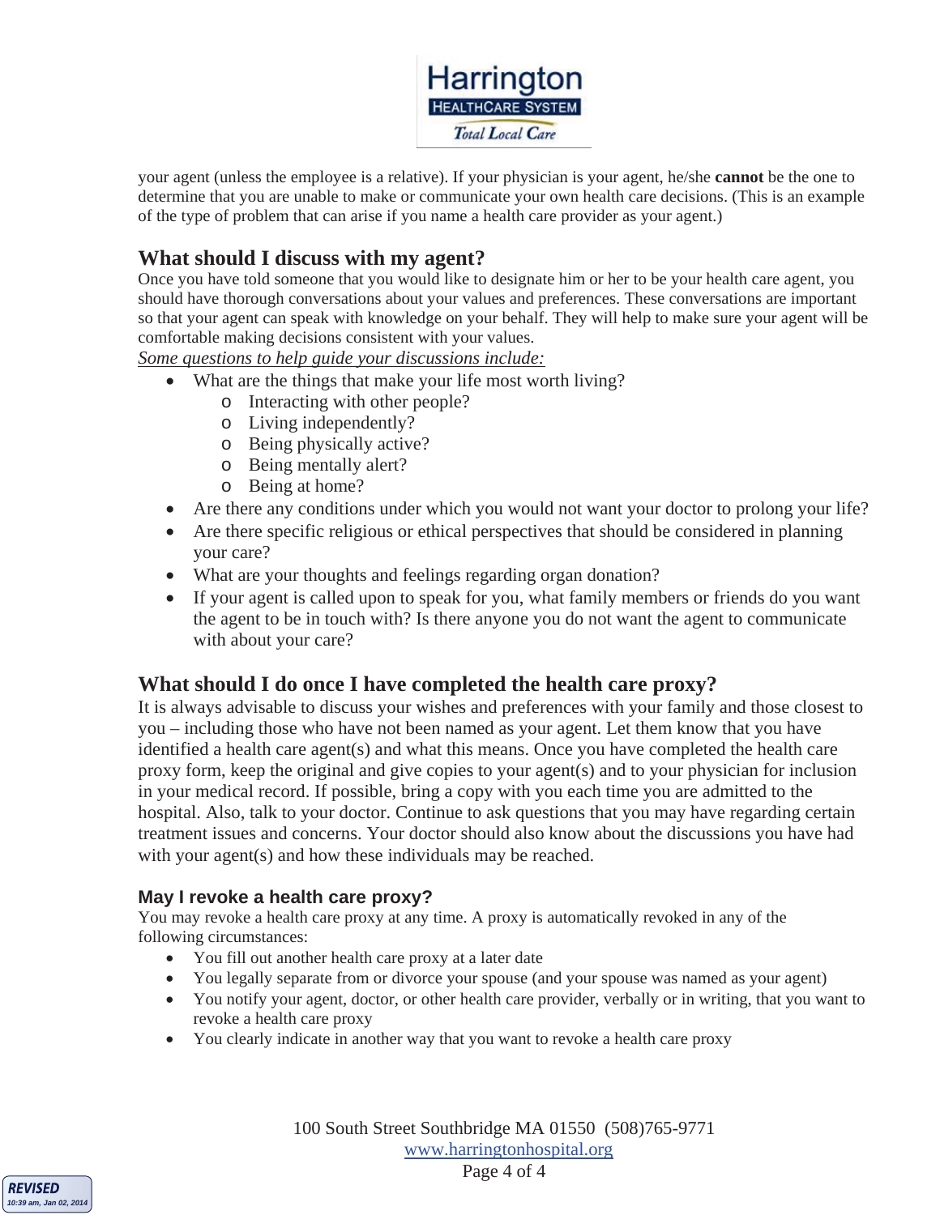your agent (unless the employee is a relative). If your physician is your agent, he/she **cannot** be the one to determine that you are unable to make or communicate your own health care decisions. (This is an example of the type of problem that can arise if you name a health care provider as your agent.)

## What should I discuss with my agent?

Once you have told someone that you would like to designate him or her to be your health care agent, you should have thorough conversations about your values and preferences. These conversations are important so that your agent can speak with knowledge on your behalf. They will help to make sure your agent will be comfortable making decisions consistent with your values.

*Some questions to help guide your discussions include:*

- What are the things that make your life most worth living?
  - Interacting with other people?
  - Living independently?
  - Being physically active?
  - Being mentally alert?
  - Being at home?
- Are there any conditions under which you would not want your doctor to prolong your life?
- Are there specific religious or ethical perspectives that should be considered in planning your care?
- What are your thoughts and feelings regarding organ donation?
- If your agent is called upon to speak for you, what family members or friends do you want the agent to be in touch with? Is there anyone you do not want the agent to communicate with about your care?

## What should I do once I have completed the health care proxy?

It is always advisable to discuss your wishes and preferences with your family and those closest to you – including those who have not been named as your agent. Let them know that you have identified a health care agent(s) and what this means. Once you have completed the health care proxy form, keep the original and give copies to your agent(s) and to your physician for inclusion in your medical record. If possible, bring a copy with you each time you are admitted to the hospital. Also, talk to your doctor. Continue to ask questions that you may have regarding certain treatment issues and concerns. Your doctor should also know about the discussions you have had with your agent(s) and how these individuals may be reached.

### May I revoke a health care proxy?

You may revoke a health care proxy at any time. A proxy is automatically revoked in any of the following circumstances:

- You fill out another health care proxy at a later date
- You legally separate from or divorce your spouse (and your spouse was named as your agent)
- You notify your agent, doctor, or other health care provider, verbally or in writing, that you want to revoke a health care proxy
- You clearly indicate in another way that you want to revoke a health care proxy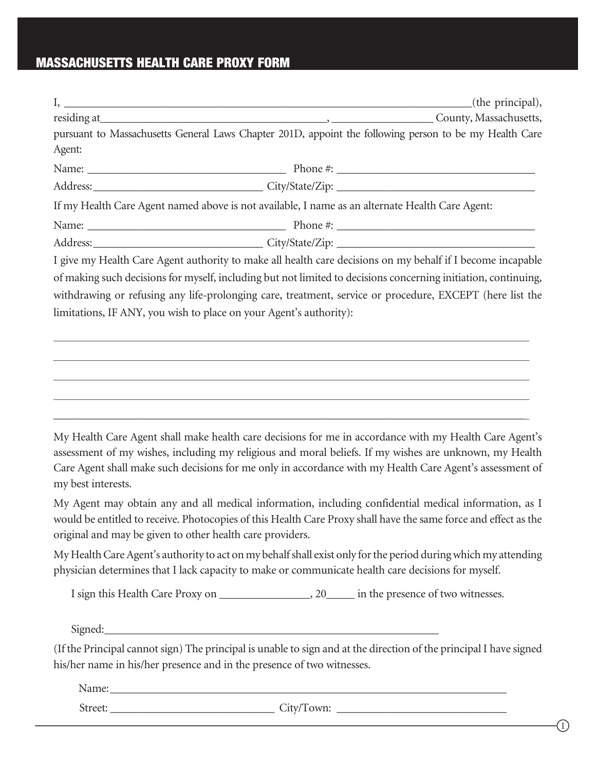# MASSACHUSETTS HEALTH CARE PROXY FORM

I, ______________________________________________________________________(the principal), residing at_______________________________________, _________________ County, Massachusetts, pursuant to Massachusetts General Laws Chapter 201D, appoint the following person to be my Health Care Agent:

Name: ___________________________________ Phone #: ___________________________________

Address:_____________________________ City/State/Zip: ___________________________________

If my Health Care Agent named above is not available, I name as an alternate Health Care Agent:

Name: ___________________________________ Phone #: ___________________________________

Address:_____________________________ City/State/Zip: ___________________________________

I give my Health Care Agent authority to make all health care decisions on my behalf if I become incapable of making such decisions for myself, including but not limited to decisions concerning initiation, continuing, withdrawing or refusing any life-prolonging care, treatment, service or procedure, EXCEPT (here list the limitations, IF ANY, you wish to place on your Agent's authority):

_____________________________________________________________________________________

_____________________________________________________________________________________

_____________________________________________________________________________________

_____________________________________________________________________________________

_____________________________________________________________________________________

My Health Care Agent shall make health care decisions for me in accordance with my Health Care Agent's assessment of my wishes, including my religious and moral beliefs. If my wishes are unknown, my Health Care Agent shall make such decisions for me only in accordance with my Health Care Agent's assessment of my best interests.

My Agent may obtain any and all medical information, including confidential medical information, as I would be entitled to receive. Photocopies of this Health Care Proxy shall have the same force and effect as the original and may be given to other health care providers.

My Health Care Agent's authority to act on my behalf shall exist only for the period during which my attending physician determines that I lack capacity to make or communicate health care decisions for myself.

I sign this Health Care Proxy on ________________, 20_____ in the presence of two witnesses.

Signed:_____________________________________________________________

(If the Principal cannot sign) The principal is unable to sign and at the direction of the principal I have signed his/her name in his/her presence and in the presence of two witnesses.

Name:__________________________________________________________________________

Street: ______________________________ City/Town: ______________________________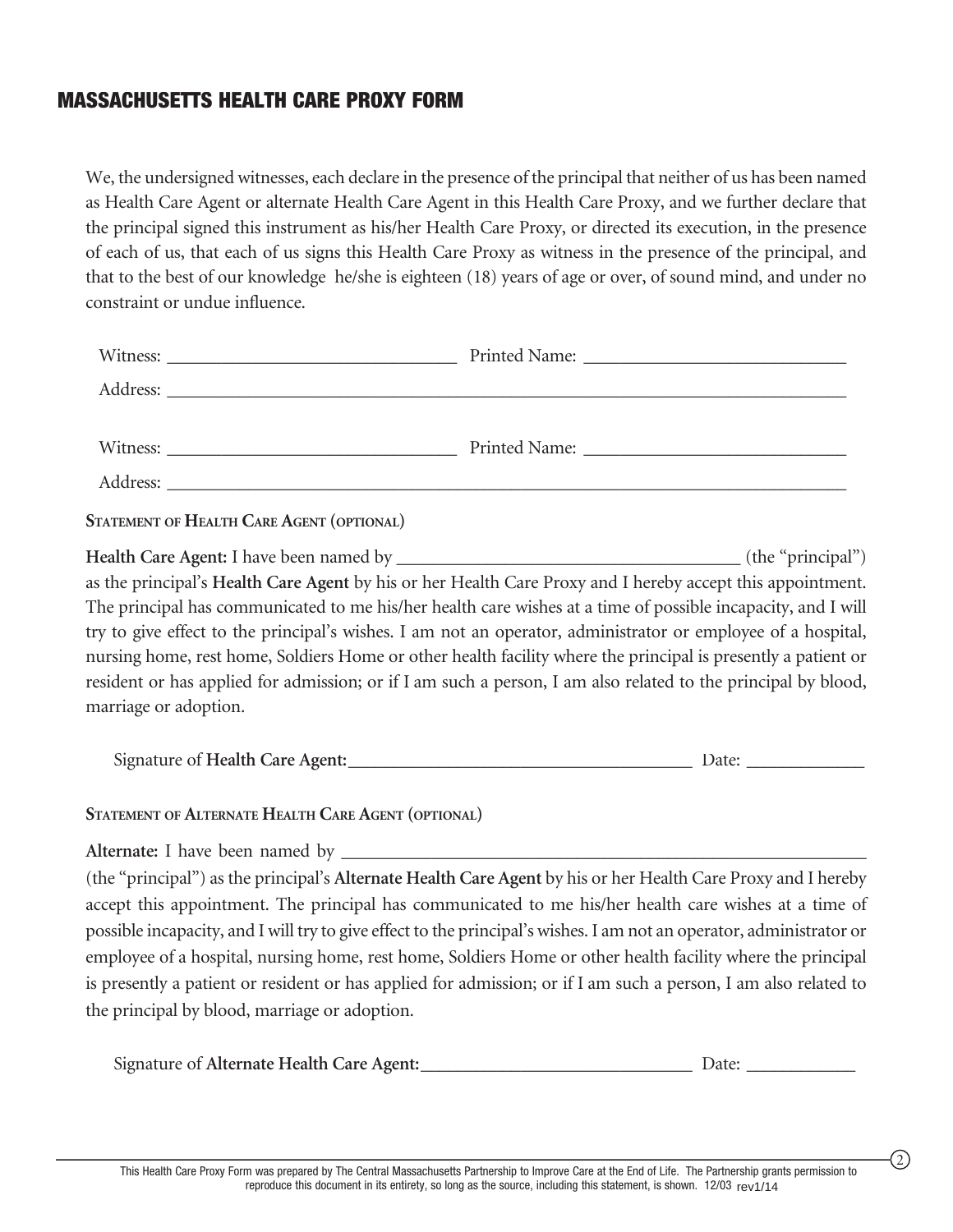## MASSACHUSETTS HEALTH CARE PROXY FORM

We, the undersigned witnesses, each declare in the presence of the principal that neither of us has been named as Health Care Agent or alternate Health Care Agent in this Health Care Proxy, and we further declare that the principal signed this instrument as his/her Health Care Proxy, or directed its execution, in the presence of each of us, that each of us signs this Health Care Proxy as witness in the presence of the principal, and that to the best of our knowledge he/she is eighteen (18) years of age or over, of sound mind, and under no constraint or undue influence.

Witness: ________________________________ Printed Name: ____________________________

Address: _____________________________________________________________________________

Witness: ________________________________ Printed Name: ____________________________

Address: _____________________________________________________________________________

**STATEMENT OF HEALTH CARE AGENT (OPTIONAL)**

**Health Care Agent:** I have been named by ______________________________________ (the "principal") as the principal's **Health Care Agent** by his or her Health Care Proxy and I hereby accept this appointment. The principal has communicated to me his/her health care wishes at a time of possible incapacity, and I will try to give effect to the principal's wishes. I am not an operator, administrator or employee of a hospital, nursing home, rest home, Soldiers Home or other health facility where the principal is presently a patient or resident or has applied for admission; or if I am such a person, I am also related to the principal by blood, marriage or adoption.

Signature of **Health Care Agent:**______________________________________ Date: _____________

**STATEMENT OF ALTERNATE HEALTH CARE AGENT (OPTIONAL)**

**Alternate:** I have been named by ___________________________________________________________ (the "principal") as the principal's **Alternate Health Care Agent** by his or her Health Care Proxy and I hereby accept this appointment. The principal has communicated to me his/her health care wishes at a time of possible incapacity, and I will try to give effect to the principal's wishes. I am not an operator, administrator or employee of a hospital, nursing home, rest home, Soldiers Home or other health facility where the principal is presently a patient or resident or has applied for admission; or if I am such a person, I am also related to the principal by blood, marriage or adoption.

Signature of **Alternate Health Care Agent:**______________________________ Date: ____________

This Health Care Proxy Form was prepared by The Central Massachusetts Partnership to Improve Care at the End of Life. The Partnership grants permission to reproduce this document in its entirety, so long as the source, including this statement, is shown. 12/03 rev1/14